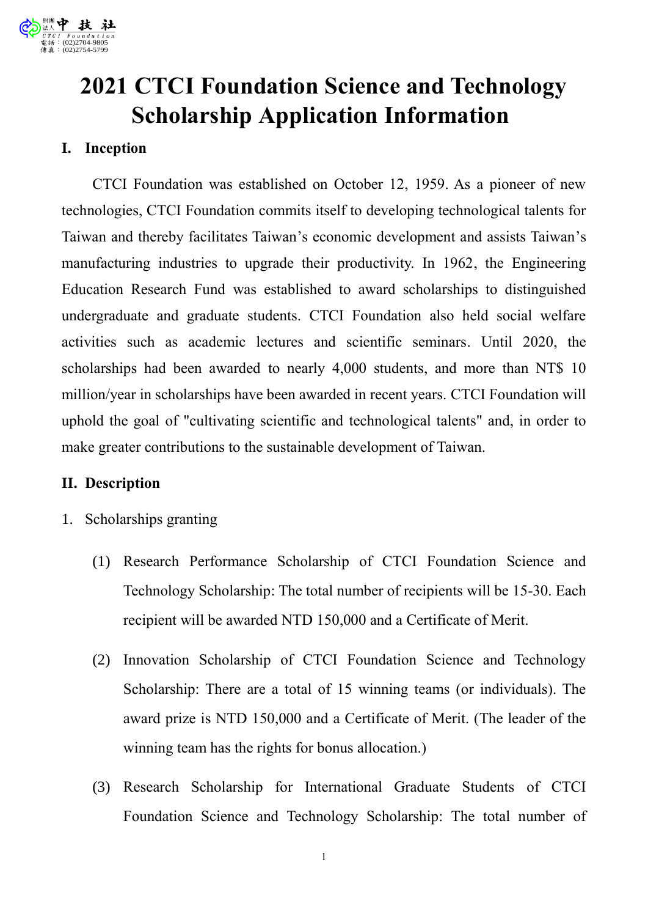# 2021 CTCI Foundation Science and Technology Scholarship Application Information

## I. Inception

CTCI Foundation was established on October 12, 1959. As a pioneer of new technologies, CTCI Foundation commits itself to developing technological talents for Taiwan and thereby facilitates Taiwan's economic development and assists Taiwan's manufacturing industries to upgrade their productivity. In 1962, the Engineering Education Research Fund was established to award scholarships to distinguished undergraduate and graduate students. CTCI Foundation also held social welfare activities such as academic lectures and scientific seminars. Until 2020, the scholarships had been awarded to nearly 4,000 students, and more than NT$ 10 million/year in scholarships have been awarded in recent years. CTCI Foundation will uphold the goal of "cultivating scientific and technological talents" and, in order to make greater contributions to the sustainable development of Taiwan.

## II. Description

1. Scholarships granting

   (1) Research Performance Scholarship of CTCI Foundation Science and Technology Scholarship: The total number of recipients will be 15-30. Each recipient will be awarded NTD 150,000 and a Certificate of Merit.

   (2) Innovation Scholarship of CTCI Foundation Science and Technology Scholarship: There are a total of 15 winning teams (or individuals). The award prize is NTD 150,000 and a Certificate of Merit. (The leader of the winning team has the rights for bonus allocation.)

   (3) Research Scholarship for International Graduate Students of CTCI Foundation Science and Technology Scholarship: The total number of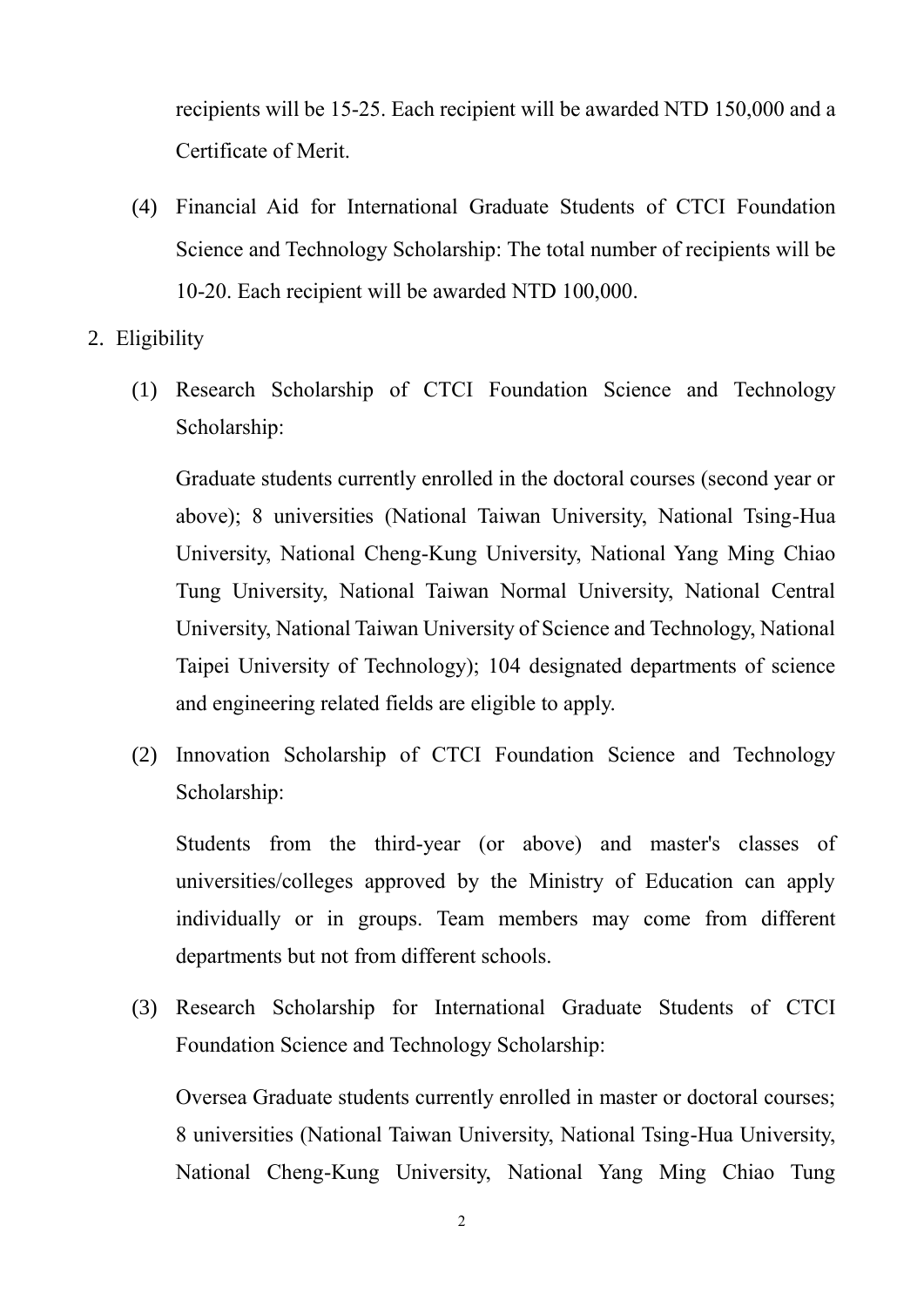recipients will be 15-25. Each recipient will be awarded NTD 150,000 and a Certificate of Merit.

(4) Financial Aid for International Graduate Students of CTCI Foundation Science and Technology Scholarship: The total number of recipients will be 10-20. Each recipient will be awarded NTD 100,000.

2. Eligibility

(1) Research Scholarship of CTCI Foundation Science and Technology Scholarship:

Graduate students currently enrolled in the doctoral courses (second year or above); 8 universities (National Taiwan University, National Tsing-Hua University, National Cheng-Kung University, National Yang Ming Chiao Tung University, National Taiwan Normal University, National Central University, National Taiwan University of Science and Technology, National Taipei University of Technology); 104 designated departments of science and engineering related fields are eligible to apply.

(2) Innovation Scholarship of CTCI Foundation Science and Technology Scholarship:

Students from the third-year (or above) and master's classes of universities/colleges approved by the Ministry of Education can apply individually or in groups. Team members may come from different departments but not from different schools.

(3) Research Scholarship for International Graduate Students of CTCI Foundation Science and Technology Scholarship:

Oversea Graduate students currently enrolled in master or doctoral courses; 8 universities (National Taiwan University, National Tsing-Hua University, National Cheng-Kung University, National Yang Ming Chiao Tung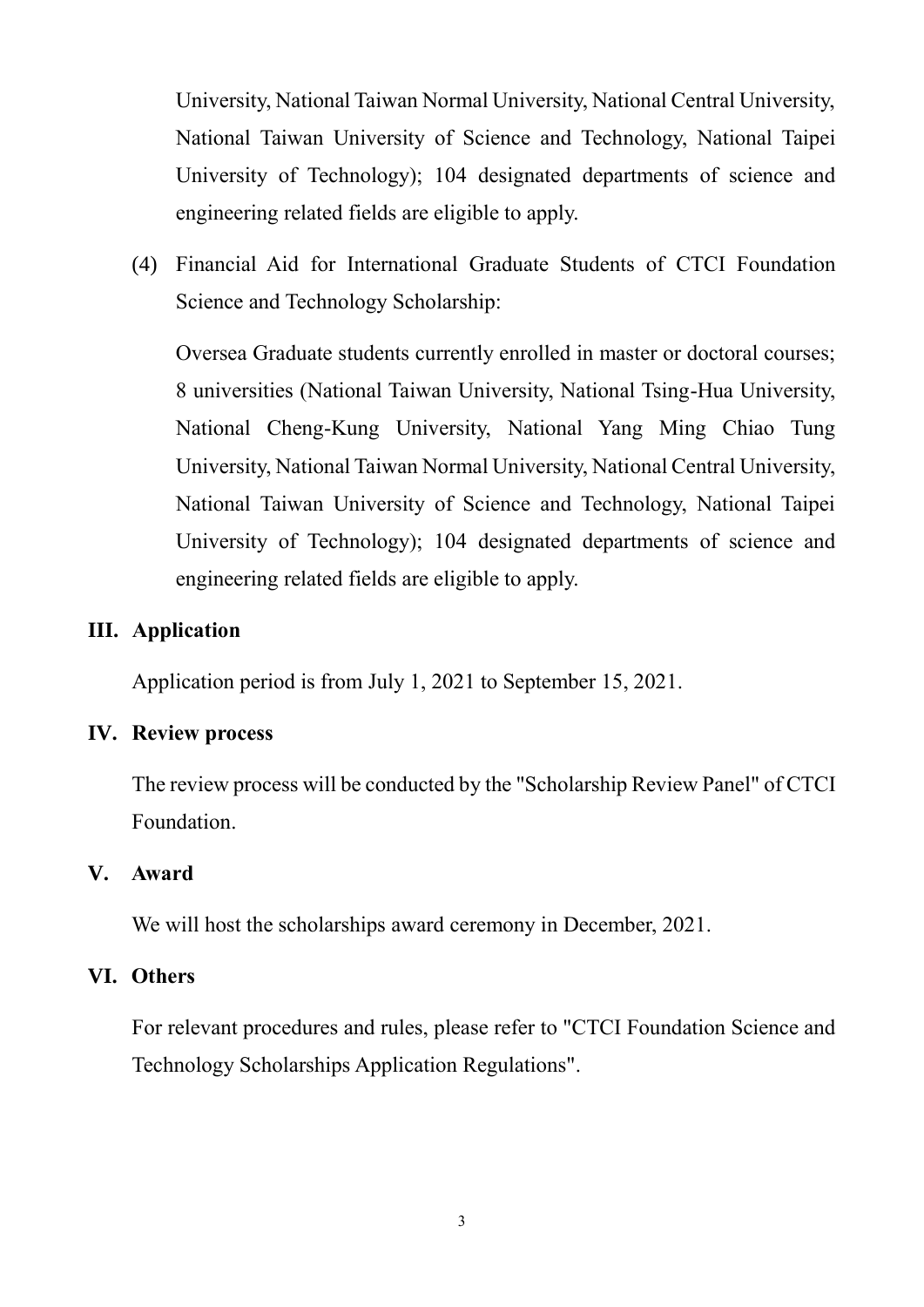University, National Taiwan Normal University, National Central University, National Taiwan University of Science and Technology, National Taipei University of Technology); 104 designated departments of science and engineering related fields are eligible to apply.

(4) Financial Aid for International Graduate Students of CTCI Foundation Science and Technology Scholarship:

Oversea Graduate students currently enrolled in master or doctoral courses; 8 universities (National Taiwan University, National Tsing-Hua University, National Cheng-Kung University, National Yang Ming Chiao Tung University, National Taiwan Normal University, National Central University, National Taiwan University of Science and Technology, National Taipei University of Technology); 104 designated departments of science and engineering related fields are eligible to apply.

## III. Application

Application period is from July 1, 2021 to September 15, 2021.

## IV. Review process

The review process will be conducted by the "Scholarship Review Panel" of CTCI Foundation.

## V. Award

We will host the scholarships award ceremony in December, 2021.

## VI. Others

For relevant procedures and rules, please refer to "CTCI Foundation Science and Technology Scholarships Application Regulations".